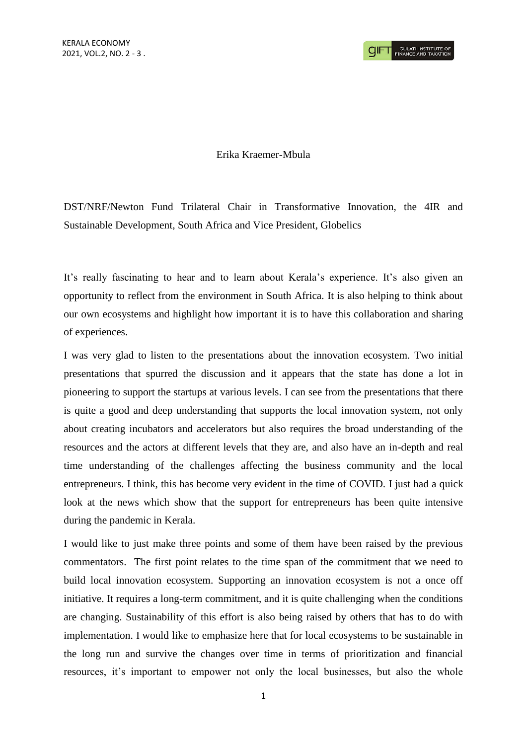Erika Kraemer-Mbula

DST/NRF/Newton Fund Trilateral Chair in Transformative Innovation, the 4IR and Sustainable Development, South Africa and Vice President, Globelics

It's really fascinating to hear and to learn about Kerala's experience. It's also given an opportunity to reflect from the environment in South Africa. It is also helping to think about our own ecosystems and highlight how important it is to have this collaboration and sharing of experiences.

I was very glad to listen to the presentations about the innovation ecosystem. Two initial presentations that spurred the discussion and it appears that the state has done a lot in pioneering to support the startups at various levels. I can see from the presentations that there is quite a good and deep understanding that supports the local innovation system, not only about creating incubators and accelerators but also requires the broad understanding of the resources and the actors at different levels that they are, and also have an in-depth and real time understanding of the challenges affecting the business community and the local entrepreneurs. I think, this has become very evident in the time of COVID. I just had a quick look at the news which show that the support for entrepreneurs has been quite intensive during the pandemic in Kerala.

I would like to just make three points and some of them have been raised by the previous commentators. The first point relates to the time span of the commitment that we need to build local innovation ecosystem. Supporting an innovation ecosystem is not a once off initiative. It requires a long-term commitment, and it is quite challenging when the conditions are changing. Sustainability of this effort is also being raised by others that has to do with implementation. I would like to emphasize here that for local ecosystems to be sustainable in the long run and survive the changes over time in terms of prioritization and financial resources, it's important to empower not only the local businesses, but also the whole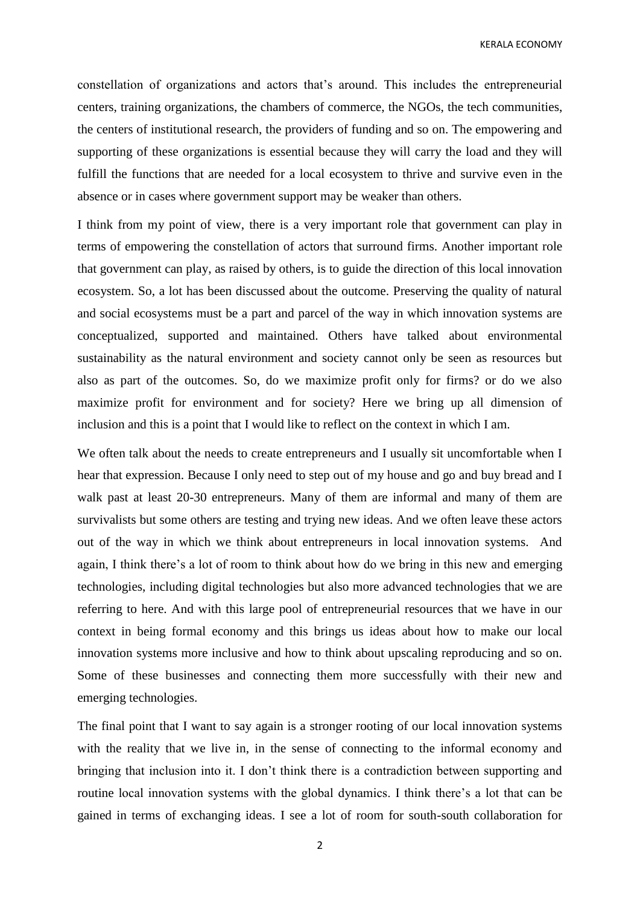constellation of organizations and actors that's around. This includes the entrepreneurial centers, training organizations, the chambers of commerce, the NGOs, the tech communities, the centers of institutional research, the providers of funding and so on. The empowering and supporting of these organizations is essential because they will carry the load and they will fulfill the functions that are needed for a local ecosystem to thrive and survive even in the absence or in cases where government support may be weaker than others.

I think from my point of view, there is a very important role that government can play in terms of empowering the constellation of actors that surround firms. Another important role that government can play, as raised by others, is to guide the direction of this local innovation ecosystem. So, a lot has been discussed about the outcome. Preserving the quality of natural and social ecosystems must be a part and parcel of the way in which innovation systems are conceptualized, supported and maintained. Others have talked about environmental sustainability as the natural environment and society cannot only be seen as resources but also as part of the outcomes. So, do we maximize profit only for firms? or do we also maximize profit for environment and for society? Here we bring up all dimension of inclusion and this is a point that I would like to reflect on the context in which I am.

We often talk about the needs to create entrepreneurs and I usually sit uncomfortable when I hear that expression. Because I only need to step out of my house and go and buy bread and I walk past at least 20-30 entrepreneurs. Many of them are informal and many of them are survivalists but some others are testing and trying new ideas. And we often leave these actors out of the way in which we think about entrepreneurs in local innovation systems. And again, I think there's a lot of room to think about how do we bring in this new and emerging technologies, including digital technologies but also more advanced technologies that we are referring to here. And with this large pool of entrepreneurial resources that we have in our context in being formal economy and this brings us ideas about how to make our local innovation systems more inclusive and how to think about upscaling reproducing and so on. Some of these businesses and connecting them more successfully with their new and emerging technologies.

The final point that I want to say again is a stronger rooting of our local innovation systems with the reality that we live in, in the sense of connecting to the informal economy and bringing that inclusion into it. I don't think there is a contradiction between supporting and routine local innovation systems with the global dynamics. I think there's a lot that can be gained in terms of exchanging ideas. I see a lot of room for south-south collaboration for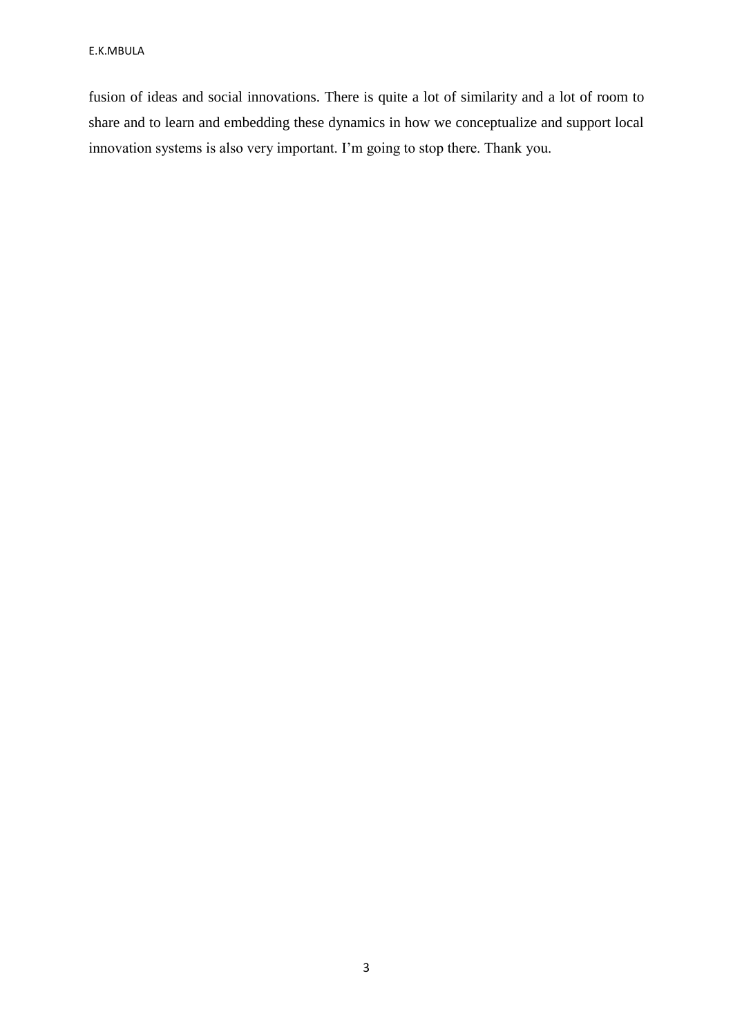fusion of ideas and social innovations. There is quite a lot of similarity and a lot of room to share and to learn and embedding these dynamics in how we conceptualize and support local innovation systems is also very important. I'm going to stop there. Thank you.